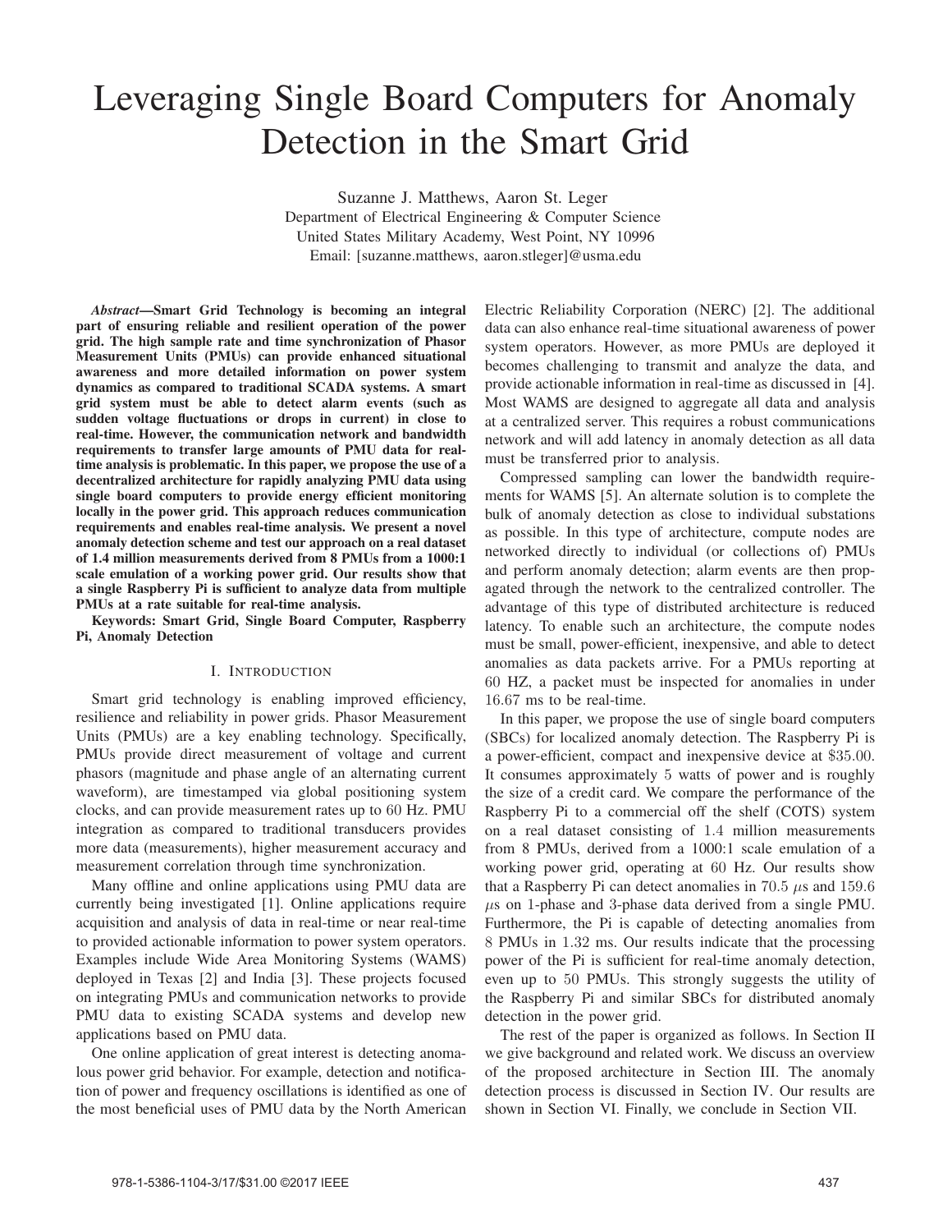# Leveraging Single Board Computers for Anomaly Detection in the Smart Grid

Suzanne J. Matthews, Aaron St. Leger
Department of Electrical Engineering & Computer Science
United States Military Academy, West Point, NY 10996
Email: [suzanne.matthews, aaron.stleger]@usma.edu

***Abstract*—Smart Grid Technology is becoming an integral part of ensuring reliable and resilient operation of the power grid. The high sample rate and time synchronization of Phasor Measurement Units (PMUs) can provide enhanced situational awareness and more detailed information on power system dynamics as compared to traditional SCADA systems. A smart grid system must be able to detect alarm events (such as sudden voltage fluctuations or drops in current) in close to real-time. However, the communication network and bandwidth requirements to transfer large amounts of PMU data for real-time analysis is problematic. In this paper, we propose the use of a decentralized architecture for rapidly analyzing PMU data using single board computers to provide energy efficient monitoring locally in the power grid. This approach reduces communication requirements and enables real-time analysis. We present a novel anomaly detection scheme and test our approach on a real dataset of 1.4 million measurements derived from 8 PMUs from a 1000:1 scale emulation of a working power grid. Our results show that a single Raspberry Pi is sufficient to analyze data from multiple PMUs at a rate suitable for real-time analysis.**

**Keywords: Smart Grid, Single Board Computer, Raspberry Pi, Anomaly Detection**

## I. Introduction

Smart grid technology is enabling improved efficiency, resilience and reliability in power grids. Phasor Measurement Units (PMUs) are a key enabling technology. Specifically, PMUs provide direct measurement of voltage and current phasors (magnitude and phase angle of an alternating current waveform), are timestamped via global positioning system clocks, and can provide measurement rates up to 60 Hz. PMU integration as compared to traditional transducers provides more data (measurements), higher measurement accuracy and measurement correlation through time synchronization.

Many offline and online applications using PMU data are currently being investigated [1]. Online applications require acquisition and analysis of data in real-time or near real-time to provided actionable information to power system operators. Examples include Wide Area Monitoring Systems (WAMS) deployed in Texas [2] and India [3]. These projects focused on integrating PMUs and communication networks to provide PMU data to existing SCADA systems and develop new applications based on PMU data.

One online application of great interest is detecting anomalous power grid behavior. For example, detection and notification of power and frequency oscillations is identified as one of the most beneficial uses of PMU data by the North American Electric Reliability Corporation (NERC) [2]. The additional data can also enhance real-time situational awareness of power system operators. However, as more PMUs are deployed it becomes challenging to transmit and analyze the data, and provide actionable information in real-time as discussed in [4]. Most WAMS are designed to aggregate all data and analysis at a centralized server. This requires a robust communications network and will add latency in anomaly detection as all data must be transferred prior to analysis.

Compressed sampling can lower the bandwidth requirements for WAMS [5]. An alternate solution is to complete the bulk of anomaly detection as close to individual substations as possible. In this type of architecture, compute nodes are networked directly to individual (or collections of) PMUs and perform anomaly detection; alarm events are then propagated through the network to the centralized controller. The advantage of this type of distributed architecture is reduced latency. To enable such an architecture, the compute nodes must be small, power-efficient, inexpensive, and able to detect anomalies as data packets arrive. For a PMUs reporting at 60 HZ, a packet must be inspected for anomalies in under 16.67 ms to be real-time.

In this paper, we propose the use of single board computers (SBCs) for localized anomaly detection. The Raspberry Pi is a power-efficient, compact and inexpensive device at \$35.00. It consumes approximately 5 watts of power and is roughly the size of a credit card. We compare the performance of the Raspberry Pi to a commercial off the shelf (COTS) system on a real dataset consisting of 1.4 million measurements from 8 PMUs, derived from a 1000:1 scale emulation of a working power grid, operating at 60 Hz. Our results show that a Raspberry Pi can detect anomalies in 70.5 $\mu$s and 159.6 $\mu$s on 1-phase and 3-phase data derived from a single PMU. Furthermore, the Pi is capable of detecting anomalies from 8 PMUs in 1.32 ms. Our results indicate that the processing power of the Pi is sufficient for real-time anomaly detection, even up to 50 PMUs. This strongly suggests the utility of the Raspberry Pi and similar SBCs for distributed anomaly detection in the power grid.

The rest of the paper is organized as follows. In Section II we give background and related work. We discuss an overview of the proposed architecture in Section III. The anomaly detection process is discussed in Section IV. Our results are shown in Section VI. Finally, we conclude in Section VII.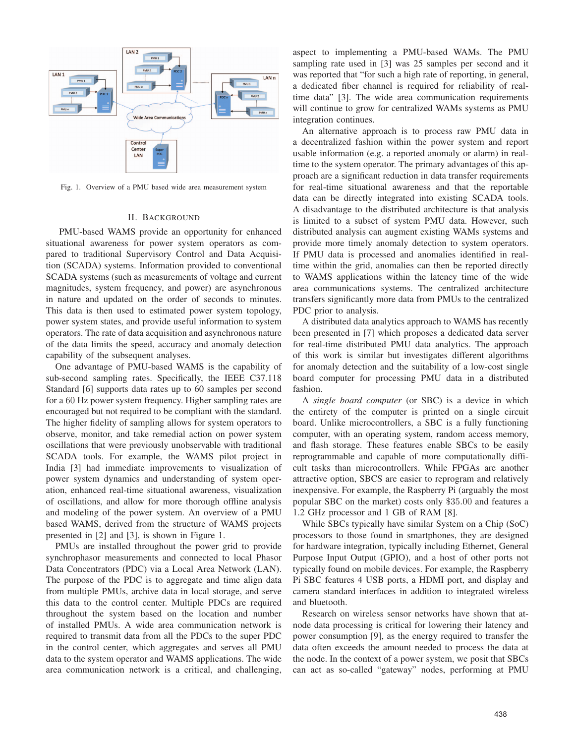LAN 2

PMU 1

PMU 2

PDC 2

PMU n

LAN 1

PMU 1

PMU 2

PDC 1

PMU n

LAN n

PMU 1

PDC n

PMU 2

PMU n

Wide Area Communications

Control Center LAN

Super PDC

Fig. 1. Overview of a PMU based wide area measurement system

## II. Background

PMU-based WAMS provide an opportunity for enhanced situational awareness for power system operators as compared to traditional Supervisory Control and Data Acquisition (SCADA) systems. Information provided to conventional SCADA systems (such as measurements of voltage and current magnitudes, system frequency, and power) are asynchronous in nature and updated on the order of seconds to minutes. This data is then used to estimated power system topology, power system states, and provide useful information to system operators. The rate of data acquisition and asynchronous nature of the data limits the speed, accuracy and anomaly detection capability of the subsequent analyses.

One advantage of PMU-based WAMS is the capability of sub-second sampling rates. Specifically, the IEEE C37.118 Standard [6] supports data rates up to 60 samples per second for a 60 Hz power system frequency. Higher sampling rates are encouraged but not required to be compliant with the standard. The higher fidelity of sampling allows for system operators to observe, monitor, and take remedial action on power system oscillations that were previously unobservable with traditional SCADA tools. For example, the WAMS pilot project in India [3] had immediate improvements to visualization of power system dynamics and understanding of system operation, enhanced real-time situational awareness, visualization of oscillations, and allow for more thorough offline analysis and modeling of the power system. An overview of a PMU based WAMS, derived from the structure of WAMS projects presented in [2] and [3], is shown in Figure 1.

PMUs are installed throughout the power grid to provide synchrophasor measurements and connected to local Phasor Data Concentrators (PDC) via a Local Area Network (LAN). The purpose of the PDC is to aggregate and time align data from multiple PMUs, archive data in local storage, and serve this data to the control center. Multiple PDCs are required throughout the system based on the location and number of installed PMUs. A wide area communication network is required to transmit data from all the PDCs to the super PDC in the control center, which aggregates and serves all PMU data to the system operator and WAMS applications. The wide area communication network is a critical, and challenging, aspect to implementing a PMU-based WAMs. The PMU sampling rate used in [3] was 25 samples per second and it was reported that "for such a high rate of reporting, in general, a dedicated fiber channel is required for reliability of real-time data" [3]. The wide area communication requirements will continue to grow for centralized WAMs systems as PMU integration continues.

An alternative approach is to process raw PMU data in a decentralized fashion within the power system and report usable information (e.g. a reported anomaly or alarm) in real-time to the system operator. The primary advantages of this approach are a significant reduction in data transfer requirements for real-time situational awareness and that the reportable data can be directly integrated into existing SCADA tools. A disadvantage to the distributed architecture is that analysis is limited to a subset of system PMU data. However, such distributed analysis can augment existing WAMs systems and provide more timely anomaly detection to system operators. If PMU data is processed and anomalies identified in real-time within the grid, anomalies can then be reported directly to WAMS applications within the latency time of the wide area communications systems. The centralized architecture transfers significantly more data from PMUs to the centralized PDC prior to analysis.

A distributed data analytics approach to WAMS has recently been presented in [7] which proposes a dedicated data server for real-time distributed PMU data analytics. The approach of this work is similar but investigates different algorithms for anomaly detection and the suitability of a low-cost single board computer for processing PMU data in a distributed fashion.

A *single board computer* (or SBC) is a device in which the entirety of the computer is printed on a single circuit board. Unlike microcontrollers, a SBC is a fully functioning computer, with an operating system, random access memory, and flash storage. These features enable SBCs to be easily reprogrammable and capable of more computationally difficult tasks than microcontrollers. While FPGAs are another attractive option, SBCS are easier to reprogram and relatively inexpensive. For example, the Raspberry Pi (arguably the most popular SBC on the market) costs only $35.00 and features a 1.2 GHz processor and 1 GB of RAM [8].

While SBCs typically have similar System on a Chip (SoC) processors to those found in smartphones, they are designed for hardware integration, typically including Ethernet, General Purpose Input Output (GPIO), and a host of other ports not typically found on mobile devices. For example, the Raspberry Pi SBC features 4 USB ports, a HDMI port, and display and camera standard interfaces in addition to integrated wireless and bluetooth.

Research on wireless sensor networks have shown that at-node data processing is critical for lowering their latency and power consumption [9], as the energy required to transfer the data often exceeds the amount needed to process the data at the node. In the context of a power system, we posit that SBCs can act as so-called "gateway" nodes, performing at PMU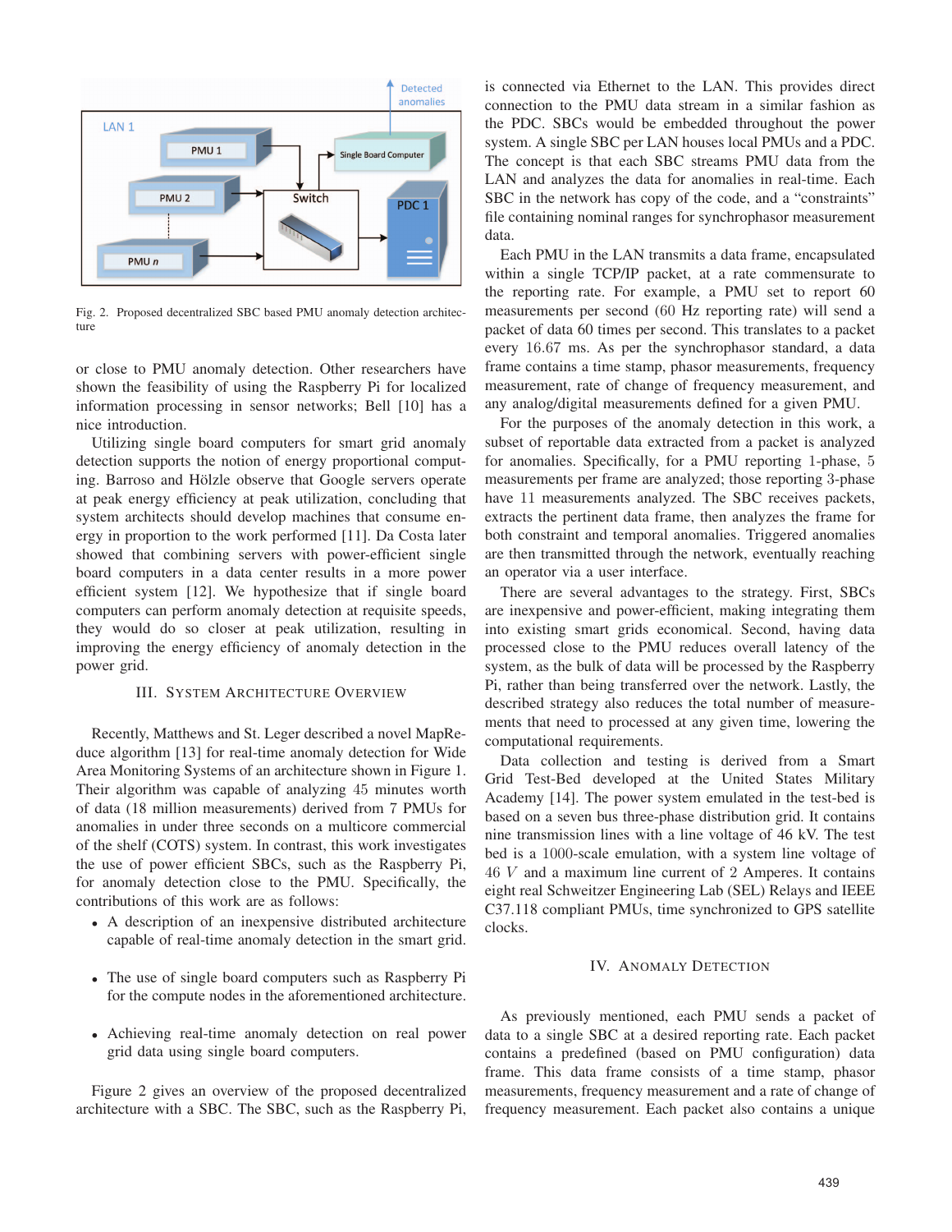Fig. 2. Proposed decentralized SBC based PMU anomaly detection architecture

or close to PMU anomaly detection. Other researchers have shown the feasibility of using the Raspberry Pi for localized information processing in sensor networks; Bell [10] has a nice introduction.

Utilizing single board computers for smart grid anomaly detection supports the notion of energy proportional computing. Barroso and Hölzle observe that Google servers operate at peak energy efficiency at peak utilization, concluding that system architects should develop machines that consume energy in proportion to the work performed [11]. Da Costa later showed that combining servers with power-efficient single board computers in a data center results in a more power efficient system [12]. We hypothesize that if single board computers can perform anomaly detection at requisite speeds, they would do so closer at peak utilization, resulting in improving the energy efficiency of anomaly detection in the power grid.

## III. System Architecture Overview

Recently, Matthews and St. Leger described a novel MapReduce algorithm [13] for real-time anomaly detection for Wide Area Monitoring Systems of an architecture shown in Figure 1. Their algorithm was capable of analyzing 45 minutes worth of data (18 million measurements) derived from 7 PMUs for anomalies in under three seconds on a multicore commercial of the shelf (COTS) system. In contrast, this work investigates the use of power efficient SBCs, such as the Raspberry Pi, for anomaly detection close to the PMU. Specifically, the contributions of this work are as follows:

- A description of an inexpensive distributed architecture capable of real-time anomaly detection in the smart grid.
- The use of single board computers such as Raspberry Pi for the compute nodes in the aforementioned architecture.
- Achieving real-time anomaly detection on real power grid data using single board computers.

Figure 2 gives an overview of the proposed decentralized architecture with a SBC. The SBC, such as the Raspberry Pi, is connected via Ethernet to the LAN. This provides direct connection to the PMU data stream in a similar fashion as the PDC. SBCs would be embedded throughout the power system. A single SBC per LAN houses local PMUs and a PDC. The concept is that each SBC streams PMU data from the LAN and analyzes the data for anomalies in real-time. Each SBC in the network has copy of the code, and a "constraints" file containing nominal ranges for synchrophasor measurement data.

Each PMU in the LAN transmits a data frame, encapsulated within a single TCP/IP packet, at a rate commensurate to the reporting rate. For example, a PMU set to report 60 measurements per second (60 Hz reporting rate) will send a packet of data 60 times per second. This translates to a packet every 16.67 ms. As per the synchrophasor standard, a data frame contains a time stamp, phasor measurements, frequency measurement, rate of change of frequency measurement, and any analog/digital measurements defined for a given PMU.

For the purposes of the anomaly detection in this work, a subset of reportable data extracted from a packet is analyzed for anomalies. Specifically, for a PMU reporting 1-phase, 5 measurements per frame are analyzed; those reporting 3-phase have 11 measurements analyzed. The SBC receives packets, extracts the pertinent data frame, then analyzes the frame for both constraint and temporal anomalies. Triggered anomalies are then transmitted through the network, eventually reaching an operator via a user interface.

There are several advantages to the strategy. First, SBCs are inexpensive and power-efficient, making integrating them into existing smart grids economical. Second, having data processed close to the PMU reduces overall latency of the system, as the bulk of data will be processed by the Raspberry Pi, rather than being transferred over the network. Lastly, the described strategy also reduces the total number of measurements that need to processed at any given time, lowering the computational requirements.

Data collection and testing is derived from a Smart Grid Test-Bed developed at the United States Military Academy [14]. The power system emulated in the test-bed is based on a seven bus three-phase distribution grid. It contains nine transmission lines with a line voltage of 46 kV. The test bed is a 1000-scale emulation, with a system line voltage of 46 $V$ and a maximum line current of 2 Amperes. It contains eight real Schweitzer Engineering Lab (SEL) Relays and IEEE C37.118 compliant PMUs, time synchronized to GPS satellite clocks.

## IV. Anomaly Detection

As previously mentioned, each PMU sends a packet of data to a single SBC at a desired reporting rate. Each packet contains a predefined (based on PMU configuration) data frame. This data frame consists of a time stamp, phasor measurements, frequency measurement and a rate of change of frequency measurement. Each packet also contains a unique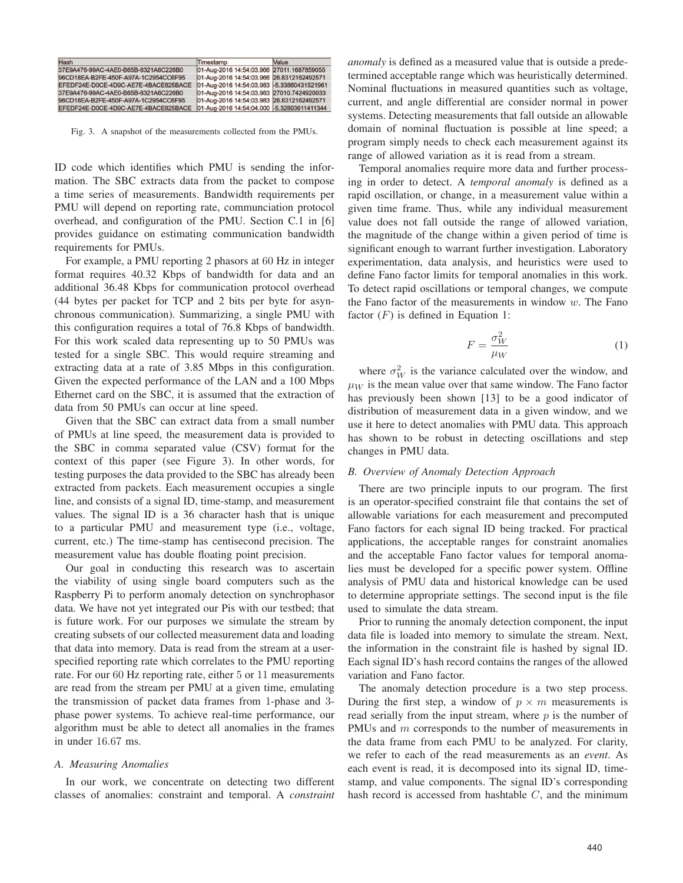| Hash | Timestamp | Value |
| --- | --- | --- |
| 37E9A476-99AC-4AE0-B65B-8321A6C226B0 | 01-Aug-2016 14:54:03.966 | 27011.1687859055 |
| 96CD18EA-B2FE-450F-A97A-1C2954CC6F95 | 01-Aug-2016 14:54:03.966 | 26.8312162492571 |
| EFEDF24E-D0CE-4D9C-AE7E-4BACE825BACE | 01-Aug-2016 14:54:03.983 | -5.33860431521961 |
| 37E9A476-99AC-4AE0-B65B-8321A6C226B0 | 01-Aug-2016 14:54:03.983 | 27010.7424920033 |
| 96CD18EA-B2FE-450F-A97A-1C2954CC6F95 | 01-Aug-2016 14:54:03.983 | 26.8312162492571 |
| EFEDF24E-D0CE-4D9C-AE7E-4BACE825BACE | 01-Aug-2016 14:54:04.000 | -5.32893611411344 |

Fig. 3. A snapshot of the measurements collected from the PMUs.

ID code which identifies which PMU is sending the information. The SBC extracts data from the packet to compose a time series of measurements. Bandwidth requirements per PMU will depend on reporting rate, communciation protocol overhead, and configuration of the PMU. Section C.1 in [6] provides guidance on estimating communication bandwidth requirements for PMUs.

For example, a PMU reporting 2 phasors at 60 Hz in integer format requires 40.32 Kbps of bandwidth for data and an additional 36.48 Kbps for communication protocol overhead (44 bytes per packet for TCP and 2 bits per byte for asynchronous communication). Summarizing, a single PMU with this configuration requires a total of 76.8 Kbps of bandwidth. For this work scaled data representing up to 50 PMUs was tested for a single SBC. This would require streaming and extracting data at a rate of 3.85 Mbps in this configuration. Given the expected performance of the LAN and a 100 Mbps Ethernet card on the SBC, it is assumed that the extraction of data from 50 PMUs can occur at line speed.

Given that the SBC can extract data from a small number of PMUs at line speed, the measurement data is provided to the SBC in comma separated value (CSV) format for the context of this paper (see Figure 3). In other words, for testing purposes the data provided to the SBC has already been extracted from packets. Each measurement occupies a single line, and consists of a signal ID, time-stamp, and measurement values. The signal ID is a 36 character hash that is unique to a particular PMU and measurement type (i.e., voltage, current, etc.) The time-stamp has centisecond precision. The measurement value has double floating point precision.

Our goal in conducting this research was to ascertain the viability of using single board computers such as the Raspberry Pi to perform anomaly detection on synchrophasor data. We have not yet integrated our Pis with our testbed; that is future work. For our purposes we simulate the stream by creating subsets of our collected measurement data and loading that data into memory. Data is read from the stream at a user-specified reporting rate which correlates to the PMU reporting rate. For our 60 Hz reporting rate, either 5 or 11 measurements are read from the stream per PMU at a given time, emulating the transmission of packet data frames from 1-phase and 3-phase power systems. To achieve real-time performance, our algorithm must be able to detect all anomalies in the frames in under 16.67 ms.

### A. Measuring Anomalies

In our work, we concentrate on detecting two different classes of anomalies: constraint and temporal. A *constraint anomaly* is defined as a measured value that is outside a predetermined acceptable range which was heuristically determined. Nominal fluctuations in measured quantities such as voltage, current, and angle differential are consider normal in power systems. Detecting measurements that fall outside an allowable domain of nominal fluctuation is possible at line speed; a program simply needs to check each measurement against its range of allowed variation as it is read from a stream.

Temporal anomalies require more data and further processing in order to detect. A *temporal anomaly* is defined as a rapid oscillation, or change, in a measurement value within a given time frame. Thus, while any individual measurement value does not fall outside the range of allowed variation, the magnitude of the change within a given period of time is significant enough to warrant further investigation. Laboratory experimentation, data analysis, and heuristics were used to define Fano factor limits for temporal anomalies in this work. To detect rapid oscillations or temporal changes, we compute the Fano factor of the measurements in window $w$. The Fano factor ($F$) is defined in Equation 1:

$$F = \frac{\sigma_W^2}{\mu_W} \tag{1}$$

where $\sigma_W^2$ is the variance calculated over the window, and $\mu_W$ is the mean value over that same window. The Fano factor has previously been shown [13] to be a good indicator of distribution of measurement data in a given window, and we use it here to detect anomalies with PMU data. This approach has shown to be robust in detecting oscillations and step changes in PMU data.

### B. Overview of Anomaly Detection Approach

There are two principle inputs to our program. The first is an operator-specified constraint file that contains the set of allowable variations for each measurement and precomputed Fano factors for each signal ID being tracked. For practical applications, the acceptable ranges for constraint anomalies and the acceptable Fano factor values for temporal anomalies must be developed for a specific power system. Offline analysis of PMU data and historical knowledge can be used to determine appropriate settings. The second input is the file used to simulate the data stream.

Prior to running the anomaly detection component, the input data file is loaded into memory to simulate the stream. Next, the information in the constraint file is hashed by signal ID. Each signal ID's hash record contains the ranges of the allowed variation and Fano factor.

The anomaly detection procedure is a two step process. During the first step, a window of $p \times m$ measurements is read serially from the input stream, where $p$ is the number of PMUs and $m$ corresponds to the number of measurements in the data frame from each PMU to be analyzed. For clarity, we refer to each of the read measurements as an *event*. As each event is read, it is decomposed into its signal ID, time-stamp, and value components. The signal ID's corresponding hash record is accessed from hashtable $C$, and the minimum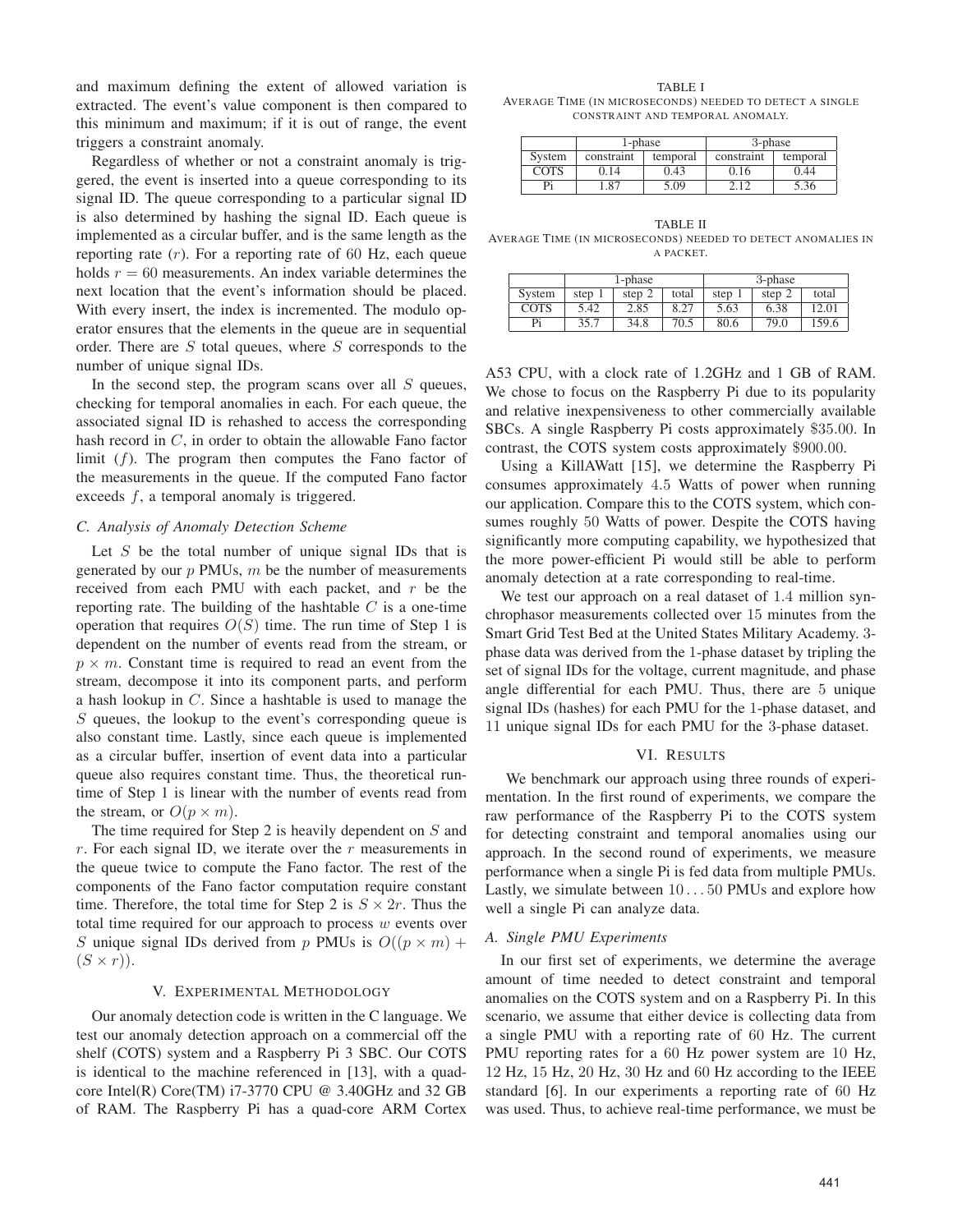and maximum defining the extent of allowed variation is extracted. The event's value component is then compared to this minimum and maximum; if it is out of range, the event triggers a constraint anomaly.

Regardless of whether or not a constraint anomaly is triggered, the event is inserted into a queue corresponding to its signal ID. The queue corresponding to a particular signal ID is also determined by hashing the signal ID. Each queue is implemented as a circular buffer, and is the same length as the reporting rate ($r$). For a reporting rate of 60 Hz, each queue holds $r = 60$ measurements. An index variable determines the next location that the event's information should be placed. With every insert, the index is incremented. The modulo operator ensures that the elements in the queue are in sequential order. There are $S$ total queues, where $S$ corresponds to the number of unique signal IDs.

In the second step, the program scans over all $S$ queues, checking for temporal anomalies in each. For each queue, the associated signal ID is rehashed to access the corresponding hash record in $C$, in order to obtain the allowable Fano factor limit ($f$). The program then computes the Fano factor of the measurements in the queue. If the computed Fano factor exceeds $f$, a temporal anomaly is triggered.

### *C. Analysis of Anomaly Detection Scheme*

Let $S$ be the total number of unique signal IDs that is generated by our $p$ PMUs, $m$ be the number of measurements received from each PMU with each packet, and $r$ be the reporting rate. The building of the hashtable $C$ is a one-time operation that requires $O(S)$ time. The run time of Step 1 is dependent on the number of events read from the stream, or $p \times m$. Constant time is required to read an event from the stream, decompose it into its component parts, and perform a hash lookup in $C$. Since a hashtable is used to manage the $S$ queues, the lookup to the event's corresponding queue is also constant time. Lastly, since each queue is implemented as a circular buffer, insertion of event data into a particular queue also requires constant time. Thus, the theoretical runtime of Step 1 is linear with the number of events read from the stream, or $O(p \times m)$.

The time required for Step 2 is heavily dependent on $S$ and $r$. For each signal ID, we iterate over the $r$ measurements in the queue twice to compute the Fano factor. The rest of the components of the Fano factor computation require constant time. Therefore, the total time for Step 2 is $S \times 2r$. Thus the total time required for our approach to process $w$ events over $S$ unique signal IDs derived from $p$ PMUs is $O((p \times m) + (S \times r))$.

## V. Experimental Methodology

Our anomaly detection code is written in the C language. We test our anomaly detection approach on a commercial off the shelf (COTS) system and a Raspberry Pi 3 SBC. Our COTS is identical to the machine referenced in [13], with a quad-core Intel(R) Core(TM) i7-3770 CPU @ 3.40GHz and 32 GB of RAM. The Raspberry Pi has a quad-core ARM Cortex A53 CPU, with a clock rate of 1.2GHz and 1 GB of RAM. We chose to focus on the Raspberry Pi due to its popularity and relative inexpensiveness to other commercially available SBCs. A single Raspberry Pi costs approximately \$35.00. In contrast, the COTS system costs approximately \$900.00.

TABLE I
Average Time (in microseconds) needed to detect a single constraint and temporal anomaly.

| | 1-phase | | 3-phase | |
|---|---|---|---|---|
| System | constraint | temporal | constraint | temporal |
| COTS | 0.14 | 0.43 | 0.16 | 0.44 |
| Pi | 1.87 | 5.09 | 2.12 | 5.36 |

TABLE II
Average Time (in microseconds) needed to detect anomalies in a packet.

| | 1-phase | | | 3-phase | | |
|---|---|---|---|---|---|---|
| System | step 1 | step 2 | total | step 1 | step 2 | total |
| COTS | 5.42 | 2.85 | 8.27 | 5.63 | 6.38 | 12.01 |
| Pi | 35.7 | 34.8 | 70.5 | 80.6 | 79.0 | 159.6 |

Using a KillAWatt [15], we determine the Raspberry Pi consumes approximately 4.5 Watts of power when running our application. Compare this to the COTS system, which consumes roughly 50 Watts of power. Despite the COTS having significantly more computing capability, we hypothesized that the more power-efficient Pi would still be able to perform anomaly detection at a rate corresponding to real-time.

We test our approach on a real dataset of 1.4 million synchrophasor measurements collected over 15 minutes from the Smart Grid Test Bed at the United States Military Academy. 3-phase data was derived from the 1-phase dataset by tripling the set of signal IDs for the voltage, current magnitude, and phase angle differential for each PMU. Thus, there are 5 unique signal IDs (hashes) for each PMU for the 1-phase dataset, and 11 unique signal IDs for each PMU for the 3-phase dataset.

## VI. Results

We benchmark our approach using three rounds of experimentation. In the first round of experiments, we compare the raw performance of the Raspberry Pi to the COTS system for detecting constraint and temporal anomalies using our approach. In the second round of experiments, we measure performance when a single Pi is fed data from multiple PMUs. Lastly, we simulate between $10 \ldots 50$ PMUs and explore how well a single Pi can analyze data.

### *A. Single PMU Experiments*

In our first set of experiments, we determine the average amount of time needed to detect constraint and temporal anomalies on the COTS system and on a Raspberry Pi. In this scenario, we assume that either device is collecting data from a single PMU with a reporting rate of 60 Hz. The current PMU reporting rates for a 60 Hz power system are 10 Hz, 12 Hz, 15 Hz, 20 Hz, 30 Hz and 60 Hz according to the IEEE standard [6]. In our experiments a reporting rate of 60 Hz was used. Thus, to achieve real-time performance, we must be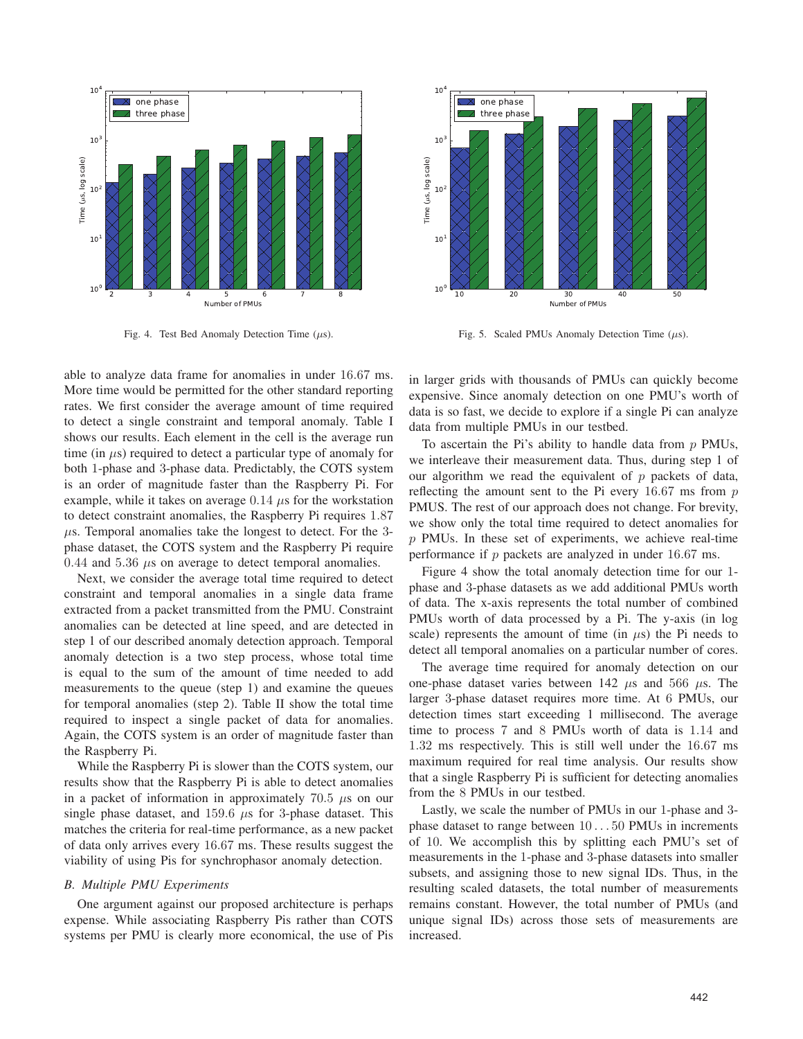Fig. 4. Test Bed Anomaly Detection Time ($\mu$s).

Fig. 5. Scaled PMUs Anomaly Detection Time ($\mu$s).

able to analyze data frame for anomalies in under 16.67 ms. More time would be permitted for the other standard reporting rates. We first consider the average amount of time required to detect a single constraint and temporal anomaly. Table I shows our results. Each element in the cell is the average run time (in $\mu$s) required to detect a particular type of anomaly for both 1-phase and 3-phase data. Predictably, the COTS system is an order of magnitude faster than the Raspberry Pi. For example, while it takes on average 0.14 $\mu$s for the workstation to detect constraint anomalies, the Raspberry Pi requires 1.87 $\mu$s. Temporal anomalies take the longest to detect. For the 3-phase dataset, the COTS system and the Raspberry Pi require 0.44 and 5.36 $\mu$s on average to detect temporal anomalies.

Next, we consider the average total time required to detect constraint and temporal anomalies in a single data frame extracted from a packet transmitted from the PMU. Constraint anomalies can be detected at line speed, and are detected in step 1 of our described anomaly detection approach. Temporal anomaly detection is a two step process, whose total time is equal to the sum of the amount of time needed to add measurements to the queue (step 1) and examine the queues for temporal anomalies (step 2). Table II show the total time required to inspect a single packet of data for anomalies. Again, the COTS system is an order of magnitude faster than the Raspberry Pi.

While the Raspberry Pi is slower than the COTS system, our results show that the Raspberry Pi is able to detect anomalies in a packet of information in approximately 70.5 $\mu$s on our single phase dataset, and 159.6 $\mu$s for 3-phase dataset. This matches the criteria for real-time performance, as a new packet of data only arrives every 16.67 ms. These results suggest the viability of using Pis for synchrophasor anomaly detection.

### *B. Multiple PMU Experiments*

One argument against our proposed architecture is perhaps expense. While associating Raspberry Pis rather than COTS systems per PMU is clearly more economical, the use of Pis in larger grids with thousands of PMUs can quickly become expensive. Since anomaly detection on one PMU's worth of data is so fast, we decide to explore if a single Pi can analyze data from multiple PMUs in our testbed.

To ascertain the Pi's ability to handle data from $p$ PMUs, we interleave their measurement data. Thus, during step 1 of our algorithm we read the equivalent of $p$ packets of data, reflecting the amount sent to the Pi every 16.67 ms from $p$ PMUS. The rest of our approach does not change. For brevity, we show only the total time required to detect anomalies for $p$ PMUs. In these set of experiments, we achieve real-time performance if $p$ packets are analyzed in under 16.67 ms.

Figure 4 show the total anomaly detection time for our 1-phase and 3-phase datasets as we add additional PMUs worth of data. The x-axis represents the total number of combined PMUs worth of data processed by a Pi. The y-axis (in log scale) represents the amount of time (in $\mu$s) the Pi needs to detect all temporal anomalies on a particular number of cores.

The average time required for anomaly detection on our one-phase dataset varies between 142 $\mu$s and 566 $\mu$s. The larger 3-phase dataset requires more time. At 6 PMUs, our detection times start exceeding 1 millisecond. The average time to process 7 and 8 PMUs worth of data is 1.14 and 1.32 ms respectively. This is still well under the 16.67 ms maximum required for real time analysis. Our results show that a single Raspberry Pi is sufficient for detecting anomalies from the 8 PMUs in our testbed.

Lastly, we scale the number of PMUs in our 1-phase and 3-phase dataset to range between $10 \ldots 50$ PMUs in increments of 10. We accomplish this by splitting each PMU's set of measurements in the 1-phase and 3-phase datasets into smaller subsets, and assigning those to new signal IDs. Thus, in the resulting scaled datasets, the total number of measurements remains constant. However, the total number of PMUs (and unique signal IDs) across those sets of measurements are increased.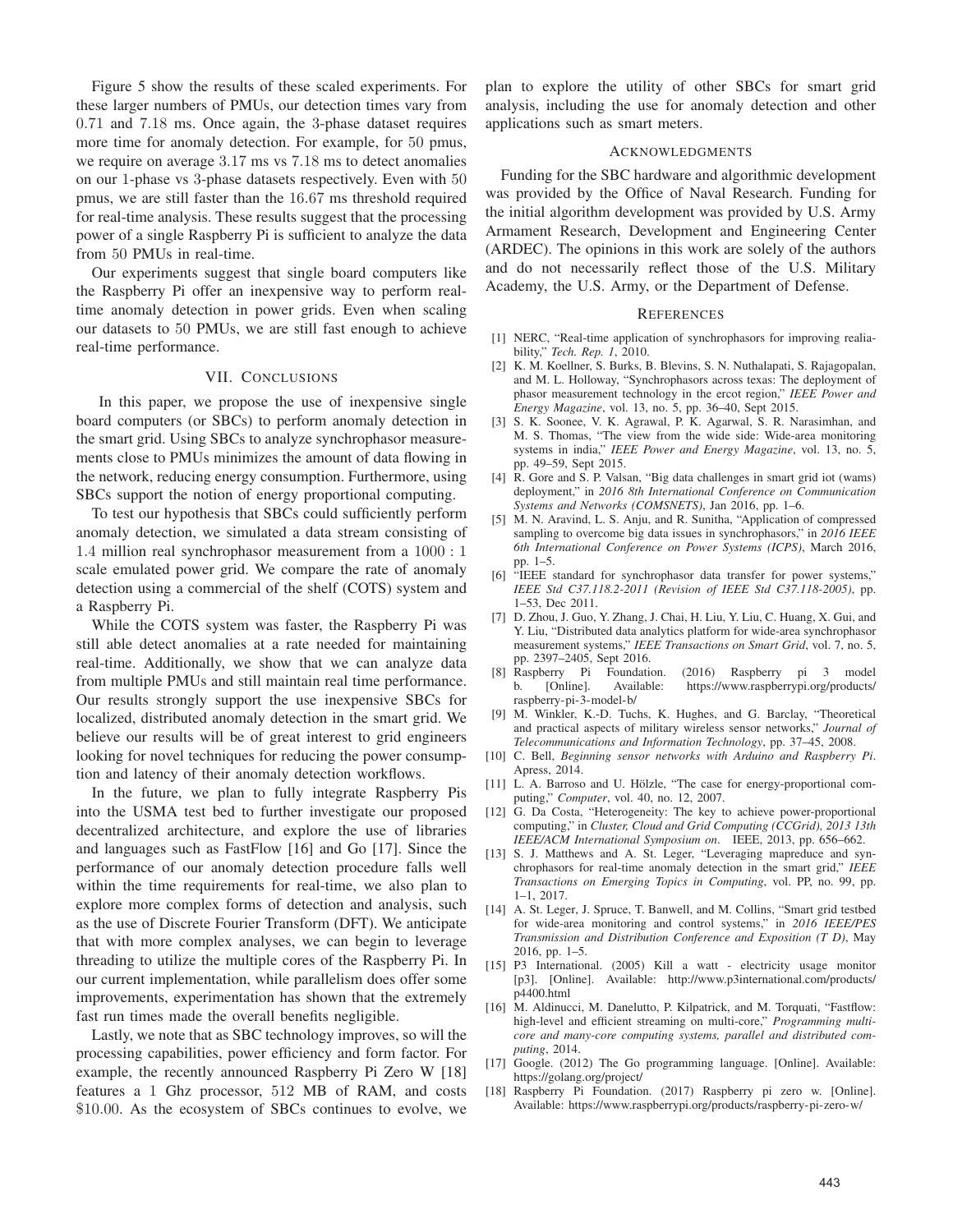Figure 5 show the results of these scaled experiments. For these larger numbers of PMUs, our detection times vary from $0.71$ and $7.18$ ms. Once again, the 3-phase dataset requires more time for anomaly detection. For example, for $50$ pmus, we require on average $3.17$ ms vs $7.18$ ms to detect anomalies on our 1-phase vs 3-phase datasets respectively. Even with $50$ pmus, we are still faster than the $16.67$ ms threshold required for real-time analysis. These results suggest that the processing power of a single Raspberry Pi is sufficient to analyze the data from $50$ PMUs in real-time.

Our experiments suggest that single board computers like the Raspberry Pi offer an inexpensive way to perform real-time anomaly detection in power grids. Even when scaling our datasets to $50$ PMUs, we are still fast enough to achieve real-time performance.

## VII. Conclusions

In this paper, we propose the use of inexpensive single board computers (or SBCs) to perform anomaly detection in the smart grid. Using SBCs to analyze synchrophasor measurements close to PMUs minimizes the amount of data flowing in the network, reducing energy consumption. Furthermore, using SBCs support the notion of energy proportional computing.

To test our hypothesis that SBCs could sufficiently perform anomaly detection, we simulated a data stream consisting of $1.4$ million real synchrophasor measurement from a $1000:1$ scale emulated power grid. We compare the rate of anomaly detection using a commercial of the shelf (COTS) system and a Raspberry Pi.

While the COTS system was faster, the Raspberry Pi was still able detect anomalies at a rate needed for maintaining real-time. Additionally, we show that we can analyze data from multiple PMUs and still maintain real time performance. Our results strongly support the use inexpensive SBCs for localized, distributed anomaly detection in the smart grid. We believe our results will be of great interest to grid engineers looking for novel techniques for reducing the power consumption and latency of their anomaly detection workflows.

In the future, we plan to fully integrate Raspberry Pis into the USMA test bed to further investigate our proposed decentralized architecture, and explore the use of libraries and languages such as FastFlow [16] and Go [17]. Since the performance of our anomaly detection procedure falls well within the time requirements for real-time, we also plan to explore more complex forms of detection and analysis, such as the use of Discrete Fourier Transform (DFT). We anticipate that with more complex analyses, we can begin to leverage threading to utilize the multiple cores of the Raspberry Pi. In our current implementation, while parallelism does offer some improvements, experimentation has shown that the extremely fast run times made the overall benefits negligible.

Lastly, we note that as SBC technology improves, so will the processing capabilities, power efficiency and form factor. For example, the recently announced Raspberry Pi Zero W [18] features a $1$ Ghz processor, $512$ MB of RAM, and costs $\$10.00$. As the ecosystem of SBCs continues to evolve, we plan to explore the utility of other SBCs for smart grid analysis, including the use for anomaly detection and other applications such as smart meters.

## Acknowledgments

Funding for the SBC hardware and algorithmic development was provided by the Office of Naval Research. Funding for the initial algorithm development was provided by U.S. Army Armament Research, Development and Engineering Center (ARDEC). The opinions in this work are solely of the authors and do not necessarily reflect those of the U.S. Military Academy, the U.S. Army, or the Department of Defense.

## References

[1] NERC, "Real-time application of synchrophasors for improving realiability," *Tech. Rep. 1*, 2010.

[2] K. M. Koellner, S. Burks, B. Blevins, S. N. Nuthalapati, S. Rajagopalan, and M. L. Holloway, "Synchrophasors across texas: The deployment of phasor measurement technology in the ercot region," *IEEE Power and Energy Magazine*, vol. 13, no. 5, pp. 36–40, Sept 2015.

[3] S. K. Soonee, V. K. Agrawal, P. K. Agarwal, S. R. Narasimhan, and M. S. Thomas, "The view from the wide side: Wide-area monitoring systems in india," *IEEE Power and Energy Magazine*, vol. 13, no. 5, pp. 49–59, Sept 2015.

[4] R. Gore and S. P. Valsan, "Big data challenges in smart grid iot (wams) deployment," in *2016 8th International Conference on Communication Systems and Networks (COMSNETS)*, Jan 2016, pp. 1–6.

[5] M. N. Aravind, L. S. Anju, and R. Sunitha, "Application of compressed sampling to overcome big data issues in synchrophasors," in *2016 IEEE 6th International Conference on Power Systems (ICPS)*, March 2016, pp. 1–5.

[6] "IEEE standard for synchrophasor data transfer for power systems," *IEEE Std C37.118.2-2011 (Revision of IEEE Std C37.118-2005)*, pp. 1–53, Dec 2011.

[7] D. Zhou, J. Guo, Y. Zhang, J. Chai, H. Liu, Y. Liu, C. Huang, X. Gui, and Y. Liu, "Distributed data analytics platform for wide-area synchrophasor measurement systems," *IEEE Transactions on Smart Grid*, vol. 7, no. 5, pp. 2397–2405, Sept 2016.

[8] Raspberry Pi Foundation. (2016) Raspberry pi 3 model b. [Online]. Available: https://www.raspberrypi.org/products/raspberry-pi-3-model-b/

[9] M. Winkler, K.-D. Tuchs, K. Hughes, and G. Barclay, "Theoretical and practical aspects of military wireless sensor networks," *Journal of Telecommunications and Information Technology*, pp. 37–45, 2008.

[10] C. Bell, *Beginning sensor networks with Arduino and Raspberry Pi*. Apress, 2014.

[11] L. A. Barroso and U. Hölzle, "The case for energy-proportional computing," *Computer*, vol. 40, no. 12, 2007.

[12] G. Da Costa, "Heterogeneity: The key to achieve power-proportional computing," in *Cluster, Cloud and Grid Computing (CCGrid), 2013 13th IEEE/ACM International Symposium on*. IEEE, 2013, pp. 656–662.

[13] S. J. Matthews and A. St. Leger, "Leveraging mapreduce and synchrophasors for real-time anomaly detection in the smart grid," *IEEE Transactions on Emerging Topics in Computing*, vol. PP, no. 99, pp. 1–1, 2017.

[14] A. St. Leger, J. Spruce, T. Banwell, and M. Collins, "Smart grid testbed for wide-area monitoring and control systems," in *2016 IEEE/PES Transmission and Distribution Conference and Exposition (T D)*, May 2016, pp. 1–5.

[15] P3 International. (2005) Kill a watt - electricity usage monitor [p3]. [Online]. Available: http://www.p3international.com/products/p4400.html

[16] M. Aldinucci, M. Danelutto, P. Kilpatrick, and M. Torquati, "Fastflow: high-level and efficient streaming on multi-core," *Programming multi-core and many-core computing systems, parallel and distributed computing*, 2014.

[17] Google. (2012) The Go programming language. [Online]. Available: https://golang.org/project/

[18] Raspberry Pi Foundation. (2017) Raspberry pi zero w. [Online]. Available: https://www.raspberrypi.org/products/raspberry-pi-zero-w/